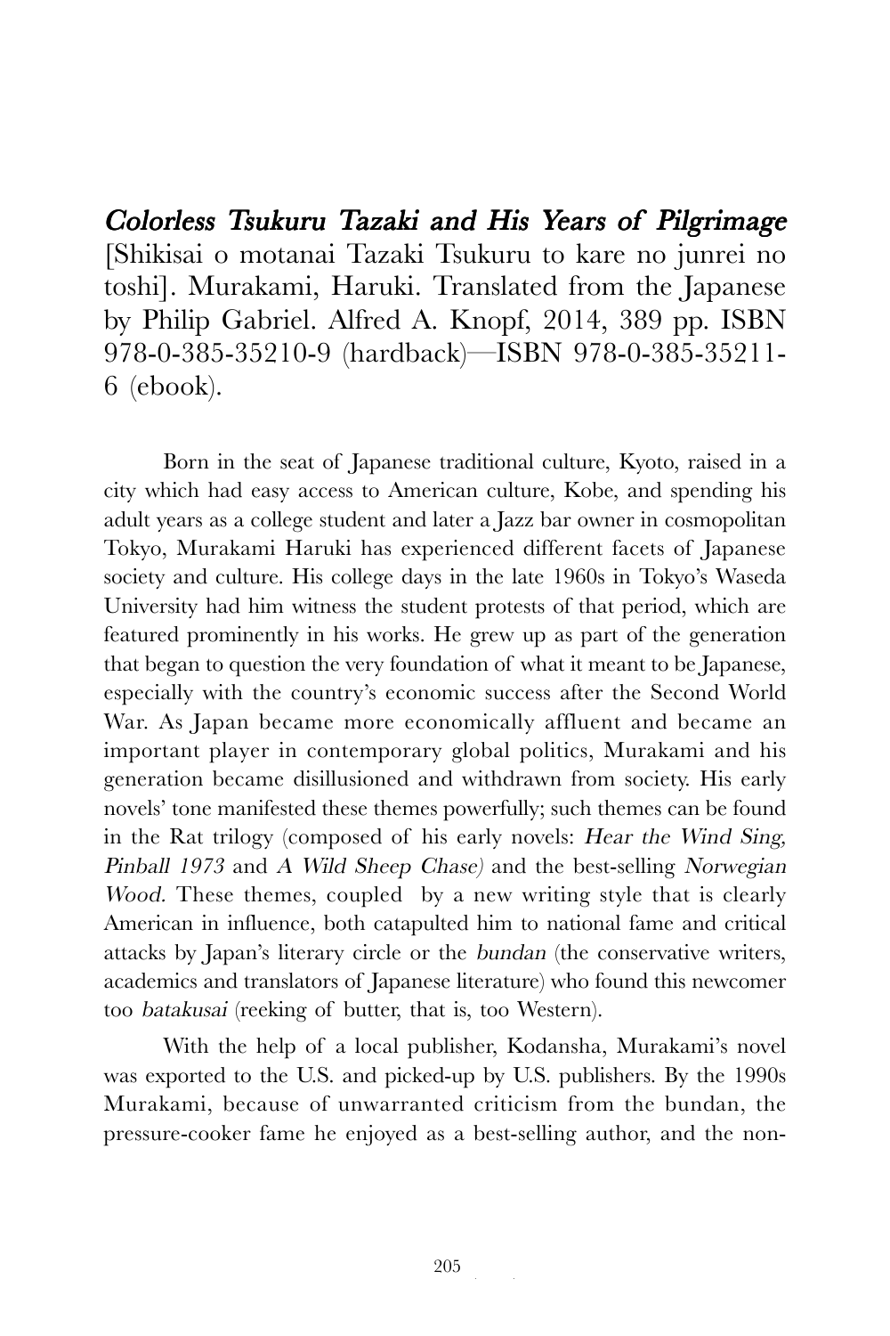*Colorless Tsukuru Tazaki and His Years of Pilgrimage* [Shikisai o motanai Tazaki Tsukuru to kare no junrei no toshi]. Murakami, Haruki. Translated from the Japanese by Philip Gabriel. Alfred A. Knopf, 2014, 389 pp. ISBN 978-0-385-35210-9 (hardback)—ISBN 978-0-385-35211-6 (ebook).

Born in the seat of Japanese traditional culture, Kyoto, raised in a city which had easy access to American culture, Kobe, and spending his adult years as a college student and later a Jazz bar owner in cosmopolitan Tokyo, Murakami Haruki has experienced different facets of Japanese society and culture. His college days in the late 1960s in Tokyo's Waseda University had him witness the student protests of that period, which are featured prominently in his works. He grew up as part of the generation that began to question the very foundation of what it meant to be Japanese, especially with the country's economic success after the Second World War. As Japan became more economically affluent and became an important player in contemporary global politics, Murakami and his generation became disillusioned and withdrawn from society. His early novels' tone manifested these themes powerfully; such themes can be found in the Rat trilogy (composed of his early novels: *Hear the Wind Sing, Pinball 1973* and *A Wild Sheep Chase)* and the best-selling *Norwegian Wood.* These themes, coupled by a new writing style that is clearly American in influence, both catapulted him to national fame and critical attacks by Japan's literary circle or the *bundan* (the conservative writers, academics and translators of Japanese literature) who found this newcomer too *batakusai* (reeking of butter, that is, too Western).

With the help of a local publisher, Kodansha, Murakami's novel was exported to the U.S. and picked-up by U.S. publishers. By the 1990s Murakami, because of unwarranted criticism from the bundan, the pressure-cooker fame he enjoyed as a best-selling author, and the non-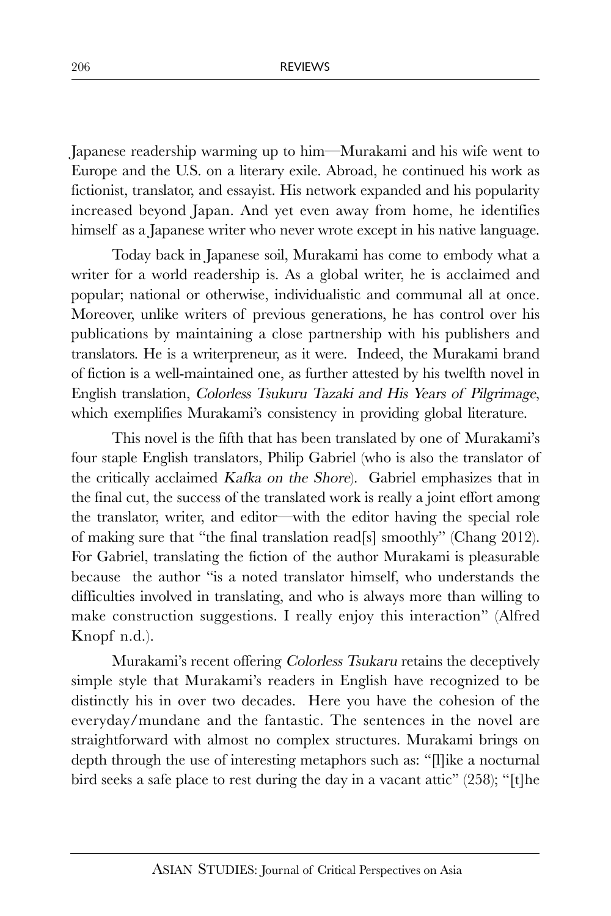Japanese readership warming up to him—Murakami and his wife went to Europe and the U.S. on a literary exile. Abroad, he continued his work as fictionist, translator, and essayist. His network expanded and his popularity increased beyond Japan. And yet even away from home, he identifies himself as a Japanese writer who never wrote except in his native language.

Today back in Japanese soil, Murakami has come to embody what a writer for a world readership is. As a global writer, he is acclaimed and popular; national or otherwise, individualistic and communal all at once. Moreover, unlike writers of previous generations, he has control over his publications by maintaining a close partnership with his publishers and translators. He is a writerpreneur, as it were. Indeed, the Murakami brand of fiction is a well-maintained one, as further attested by his twelfth novel in English translation, *Colorless Tsukuru Tazaki and His Years of Pilgrimage*, which exemplifies Murakami's consistency in providing global literature.

This novel is the fifth that has been translated by one of Murakami's four staple English translators, Philip Gabriel (who is also the translator of the critically acclaimed *Kafka on the Shore*). Gabriel emphasizes that in the final cut, the success of the translated work is really a joint effort among the translator, writer, and editor—with the editor having the special role of making sure that "the final translation read[s] smoothly" (Chang 2012). For Gabriel, translating the fiction of the author Murakami is pleasurable because the author "is a noted translator himself, who understands the difficulties involved in translating, and who is always more than willing to make construction suggestions. I really enjoy this interaction" (Alfred Knopf n.d.).

Murakami's recent offering *Colorless Tsukaru* retains the deceptively simple style that Murakami's readers in English have recognized to be distinctly his in over two decades. Here you have the cohesion of the everyday/mundane and the fantastic. The sentences in the novel are straightforward with almost no complex structures. Murakami brings on depth through the use of interesting metaphors such as: "[l]ike a nocturnal bird seeks a safe place to rest during the day in a vacant attic" (258); "[t]he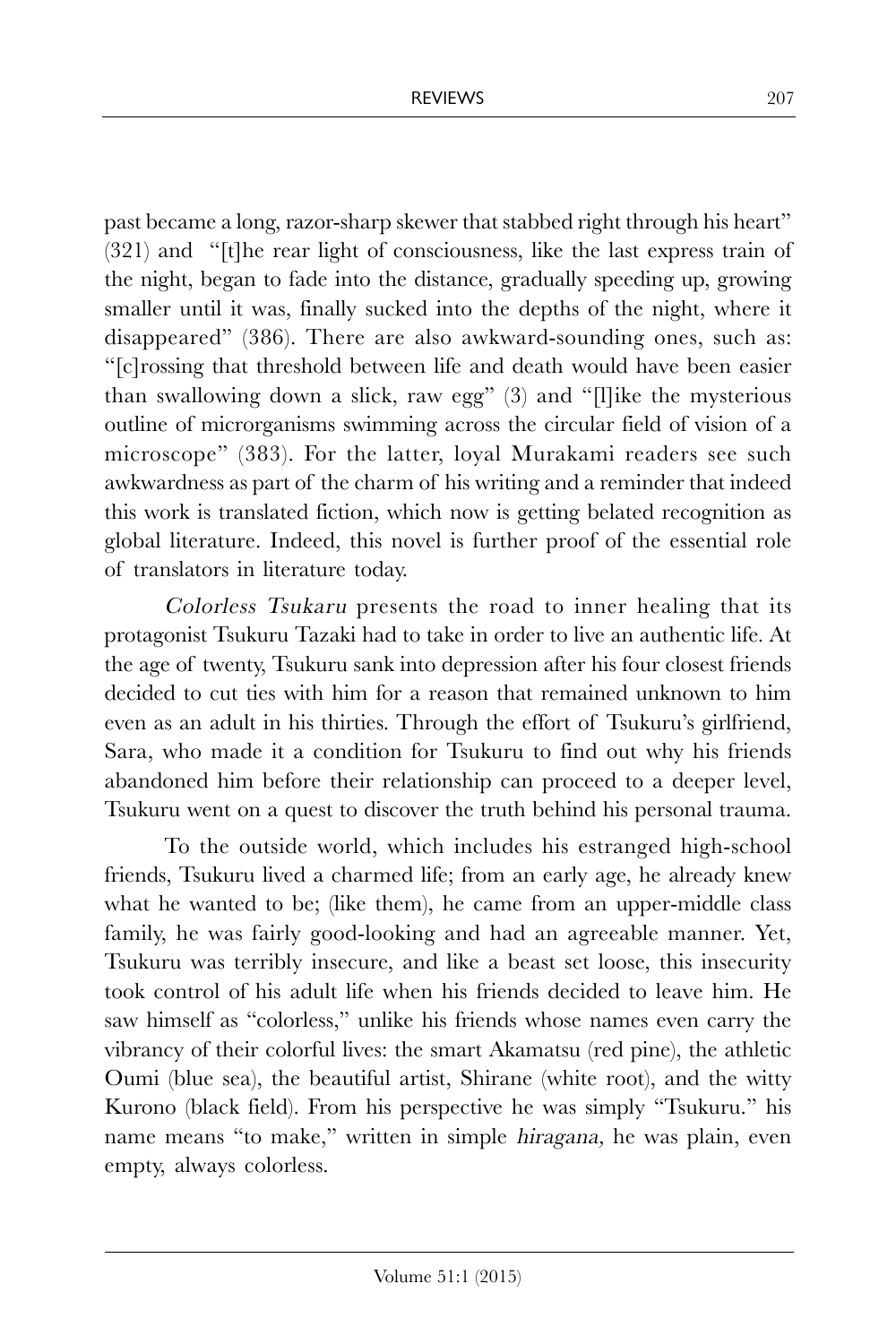past became a long, razor-sharp skewer that stabbed right through his heart" (321) and "[t]he rear light of consciousness, like the last express train of the night, began to fade into the distance, gradually speeding up, growing smaller until it was, finally sucked into the depths of the night, where it disappeared" (386). There are also awkward-sounding ones, such as: "[c]rossing that threshold between life and death would have been easier than swallowing down a slick, raw egg" (3) and "[l]ike the mysterious outline of microrganisms swimming across the circular field of vision of a microscope" (383). For the latter, loyal Murakami readers see such awkwardness as part of the charm of his writing and a reminder that indeed this work is translated fiction, which now is getting belated recognition as global literature. Indeed, this novel is further proof of the essential role of translators in literature today.

*Colorless Tsukaru* presents the road to inner healing that its protagonist Tsukuru Tazaki had to take in order to live an authentic life. At the age of twenty, Tsukuru sank into depression after his four closest friends decided to cut ties with him for a reason that remained unknown to him even as an adult in his thirties. Through the effort of Tsukuru's girlfriend, Sara, who made it a condition for Tsukuru to find out why his friends abandoned him before their relationship can proceed to a deeper level, Tsukuru went on a quest to discover the truth behind his personal trauma.

To the outside world, which includes his estranged high-school friends, Tsukuru lived a charmed life; from an early age, he already knew what he wanted to be; (like them), he came from an upper-middle class family, he was fairly good-looking and had an agreeable manner. Yet, Tsukuru was terribly insecure, and like a beast set loose, this insecurity took control of his adult life when his friends decided to leave him. He saw himself as "colorless," unlike his friends whose names even carry the vibrancy of their colorful lives: the smart Akamatsu (red pine), the athletic Oumi (blue sea), the beautiful artist, Shirane (white root), and the witty Kurono (black field). From his perspective he was simply "Tsukuru." his name means "to make," written in simple *hiragana,* he was plain, even empty, always colorless.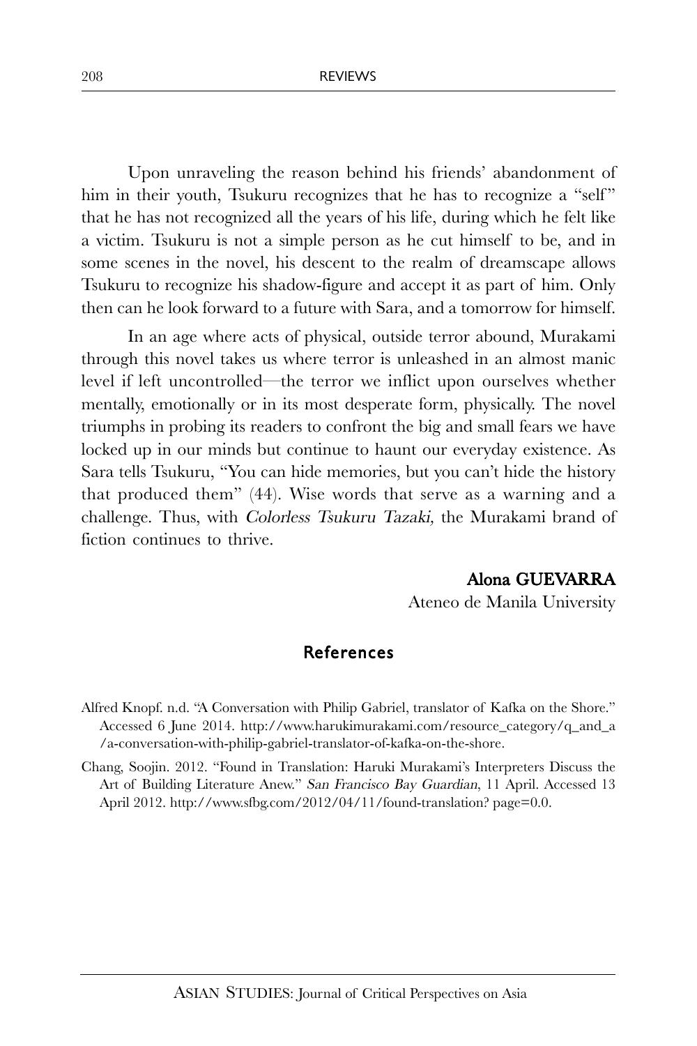Upon unraveling the reason behind his friends' abandonment of him in their youth, Tsukuru recognizes that he has to recognize a "self" that he has not recognized all the years of his life, during which he felt like a victim. Tsukuru is not a simple person as he cut himself to be, and in some scenes in the novel, his descent to the realm of dreamscape allows Tsukuru to recognize his shadow-figure and accept it as part of him. Only then can he look forward to a future with Sara, and a tomorrow for himself.

In an age where acts of physical, outside terror abound, Murakami through this novel takes us where terror is unleashed in an almost manic level if left uncontrolled—the terror we inflict upon ourselves whether mentally, emotionally or in its most desperate form, physically. The novel triumphs in probing its readers to confront the big and small fears we have locked up in our minds but continue to haunt our everyday existence. As Sara tells Tsukuru, "You can hide memories, but you can't hide the history that produced them" (44). Wise words that serve as a warning and a challenge. Thus, with *Colorless Tsukuru Tazaki,* the Murakami brand of fiction continues to thrive.

**Alona GUEVARRA**
Ateneo de Manila University

## References

Alfred Knopf. n.d. "A Conversation with Philip Gabriel, translator of Kafka on the Shore." Accessed 6 June 2014. http://www.harukimurakami.com/resource_category/q_and_a/a-conversation-with-philip-gabriel-translator-of-kafka-on-the-shore.

Chang, Soojin. 2012. "Found in Translation: Haruki Murakami's Interpreters Discuss the Art of Building Literature Anew." *San Francisco Bay Guardian*, 11 April. Accessed 13 April 2012. http://www.sfbg.com/2012/04/11/found-translation? page=0.0.